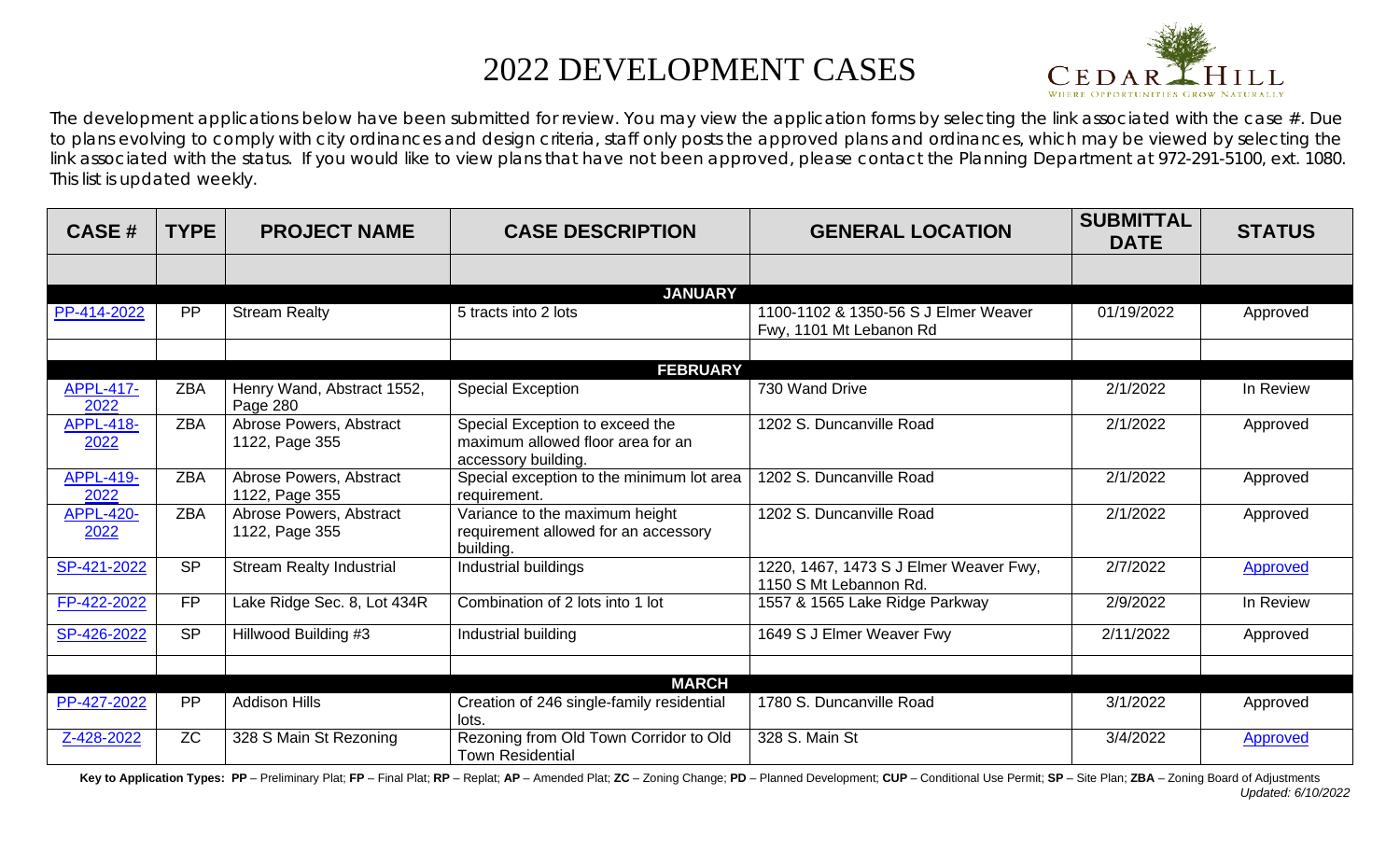# 2022 DEVELOPMENT CASES

The development applications below have been submitted for review. You may view the application forms by selecting the link associated with the case #. Due to plans evolving to comply with city ordinances and design criteria, staff only posts the approved plans and ordinances, which may be viewed by selecting the link associated with the status. If you would like to view plans that have not been approved, please contact the Planning Department at 972-291-5100, ext. 1080. This list is updated weekly.

| CASE # | TYPE | PROJECT NAME | CASE DESCRIPTION | GENERAL LOCATION | SUBMITTAL DATE | STATUS |
|---|---|---|---|---|---|---|
| | | | | | | |
| | | | **JANUARY** | | | |
| PP-414-2022 | PP | Stream Realty | 5 tracts into 2 lots | 1100-1102 & 1350-56 S J Elmer Weaver Fwy, 1101 Mt Lebanon Rd | 01/19/2022 | Approved |
| | | | | | | |
| | | | **FEBRUARY** | | | |
| APPL-417-2022 | ZBA | Henry Wand, Abstract 1552, Page 280 | Special Exception | 730 Wand Drive | 2/1/2022 | In Review |
| APPL-418-2022 | ZBA | Abrose Powers, Abstract 1122, Page 355 | Special Exception to exceed the maximum allowed floor area for an accessory building. | 1202 S. Duncanville Road | 2/1/2022 | Approved |
| APPL-419-2022 | ZBA | Abrose Powers, Abstract 1122, Page 355 | Special exception to the minimum lot area requirement. | 1202 S. Duncanville Road | 2/1/2022 | Approved |
| APPL-420-2022 | ZBA | Abrose Powers, Abstract 1122, Page 355 | Variance to the maximum height requirement allowed for an accessory building. | 1202 S. Duncanville Road | 2/1/2022 | Approved |
| SP-421-2022 | SP | Stream Realty Industrial | Industrial buildings | 1220, 1467, 1473 S J Elmer Weaver Fwy, 1150 S Mt Lebannon Rd. | 2/7/2022 | Approved |
| FP-422-2022 | FP | Lake Ridge Sec. 8, Lot 434R | Combination of 2 lots into 1 lot | 1557 & 1565 Lake Ridge Parkway | 2/9/2022 | In Review |
| SP-426-2022 | SP | Hillwood Building #3 | Industrial building | 1649 S J Elmer Weaver Fwy | 2/11/2022 | Approved |
| | | | | | | |
| | | | **MARCH** | | | |
| PP-427-2022 | PP | Addison Hills | Creation of 246 single-family residential lots. | 1780 S. Duncanville Road | 3/1/2022 | Approved |
| Z-428-2022 | ZC | 328 S Main St Rezoning | Rezoning from Old Town Corridor to Old Town Residential | 328 S. Main St | 3/4/2022 | Approved |

**Key to Application Types: PP** – Preliminary Plat; **FP** – Final Plat; **RP** – Replat; **AP** – Amended Plat; **ZC** – Zoning Change; **PD** – Planned Development; **CUP** – Conditional Use Permit; **SP** – Site Plan; **ZBA** – Zoning Board of Adjustments

*Updated: 6/10/2022*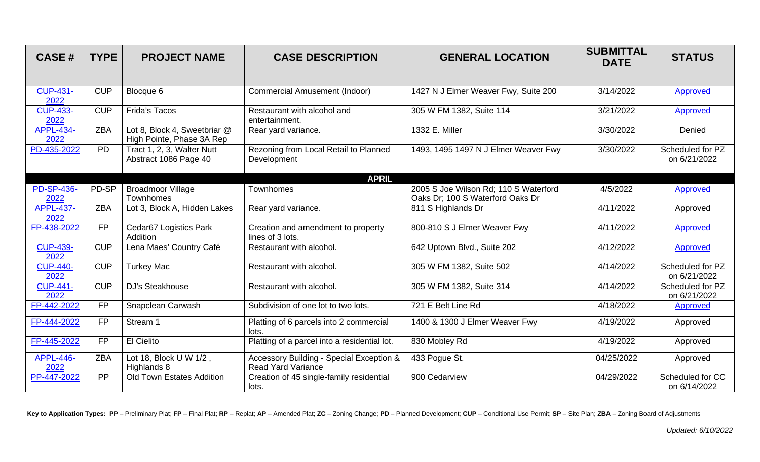| CASE # | TYPE | PROJECT NAME | CASE DESCRIPTION | GENERAL LOCATION | SUBMITTAL DATE | STATUS |
|---|---|---|---|---|---|---|
| | | | | | | |
| CUP-431-2022 | CUP | Blocque 6 | Commercial Amusement (Indoor) | 1427 N J Elmer Weaver Fwy, Suite 200 | 3/14/2022 | Approved |
| CUP-433-2022 | CUP | Frida's Tacos | Restaurant with alcohol and entertainment. | 305 W FM 1382, Suite 114 | 3/21/2022 | Approved |
| APPL-434-2022 | ZBA | Lot 8, Block 4, Sweetbriar @ High Pointe, Phase 3A Rep | Rear yard variance. | 1332 E. Miller | 3/30/2022 | Denied |
| PD-435-2022 | PD | Tract 1, 2, 3, Walter Nutt Abstract 1086 Page 40 | Rezoning from Local Retail to Planned Development | 1493, 1495 1497 N J Elmer Weaver Fwy | 3/30/2022 | Scheduled for PZ on 6/21/2022 |
| | | | | | | |
| **APRIL** | | | | | | |
| PD-SP-436-2022 | PD-SP | Broadmoor Village Townhomes | Townhomes | 2005 S Joe Wilson Rd; 110 S Waterford Oaks Dr; 100 S Waterford Oaks Dr | 4/5/2022 | Approved |
| APPL-437-2022 | ZBA | Lot 3, Block A, Hidden Lakes | Rear yard variance. | 811 S Highlands Dr | 4/11/2022 | Approved |
| FP-438-2022 | FP | Cedar67 Logistics Park Addition | Creation and amendment to property lines of 3 lots. | 800-810 S J Elmer Weaver Fwy | 4/11/2022 | Approved |
| CUP-439-2022 | CUP | Lena Maes' Country Café | Restaurant with alcohol. | 642 Uptown Blvd., Suite 202 | 4/12/2022 | Approved |
| CUP-440-2022 | CUP | Turkey Mac | Restaurant with alcohol. | 305 W FM 1382, Suite 502 | 4/14/2022 | Scheduled for PZ on 6/21/2022 |
| CUP-441-2022 | CUP | DJ's Steakhouse | Restaurant with alcohol. | 305 W FM 1382, Suite 314 | 4/14/2022 | Scheduled for PZ on 6/21/2022 |
| FP-442-2022 | FP | Snapclean Carwash | Subdivision of one lot to two lots. | 721 E Belt Line Rd | 4/18/2022 | Approved |
| FP-444-2022 | FP | Stream 1 | Platting of 6 parcels into 2 commercial lots. | 1400 & 1300 J Elmer Weaver Fwy | 4/19/2022 | Approved |
| FP-445-2022 | FP | El Cielito | Platting of a parcel into a residential lot. | 830 Mobley Rd | 4/19/2022 | Approved |
| APPL-446-2022 | ZBA | Lot 18, Block U W 1/2 , Highlands 8 | Accessory Building - Special Exception & Read Yard Variance | 433 Pogue St. | 04/25/2022 | Approved |
| PP-447-2022 | PP | Old Town Estates Addition | Creation of 45 single-family residential lots. | 900 Cedarview | 04/29/2022 | Scheduled for CC on 6/14/2022 |

**Key to Application Types: PP** – Preliminary Plat; **FP** – Final Plat; **RP** – Replat; **AP** – Amended Plat; **ZC** – Zoning Change; **PD** – Planned Development; **CUP** – Conditional Use Permit; **SP** – Site Plan; **ZBA** – Zoning Board of Adjustments

*Updated: 6/10/2022*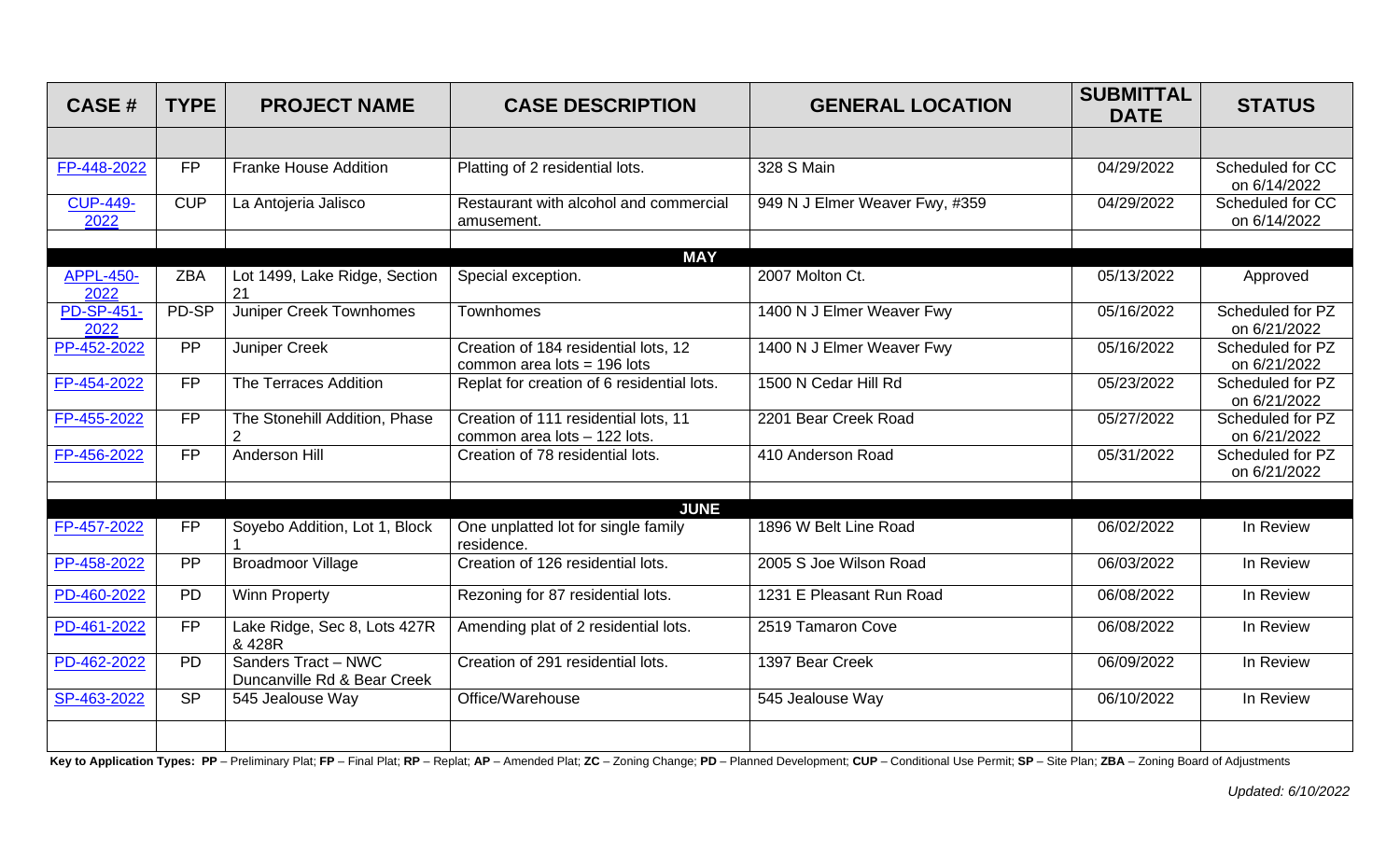| CASE # | TYPE | PROJECT NAME | CASE DESCRIPTION | GENERAL LOCATION | SUBMITTAL DATE | STATUS |
|---|---|---|---|---|---|---|
| | | | | | | |
| FP-448-2022 | FP | Franke House Addition | Platting of 2 residential lots. | 328 S Main | 04/29/2022 | Scheduled for CC on 6/14/2022 |
| CUP-449-2022 | CUP | La Antojeria Jalisco | Restaurant with alcohol and commercial amusement. | 949 N J Elmer Weaver Fwy, #359 | 04/29/2022 | Scheduled for CC on 6/14/2022 |
| | | | | | | |
| | | | **MAY** | | | |
| APPL-450-2022 | ZBA | Lot 1499, Lake Ridge, Section 21 | Special exception. | 2007 Molton Ct. | 05/13/2022 | Approved |
| PD-SP-451-2022 | PD-SP | Juniper Creek Townhomes | Townhomes | 1400 N J Elmer Weaver Fwy | 05/16/2022 | Scheduled for PZ on 6/21/2022 |
| PP-452-2022 | PP | Juniper Creek | Creation of 184 residential lots, 12 common area lots = 196 lots | 1400 N J Elmer Weaver Fwy | 05/16/2022 | Scheduled for PZ on 6/21/2022 |
| FP-454-2022 | FP | The Terraces Addition | Replat for creation of 6 residential lots. | 1500 N Cedar Hill Rd | 05/23/2022 | Scheduled for PZ on 6/21/2022 |
| FP-455-2022 | FP | The Stonehill Addition, Phase 2 | Creation of 111 residential lots, 11 common area lots – 122 lots. | 2201 Bear Creek Road | 05/27/2022 | Scheduled for PZ on 6/21/2022 |
| FP-456-2022 | FP | Anderson Hill | Creation of 78 residential lots. | 410 Anderson Road | 05/31/2022 | Scheduled for PZ on 6/21/2022 |
| | | | | | | |
| | | | **JUNE** | | | |
| FP-457-2022 | FP | Soyebo Addition, Lot 1, Block 1 | One unplatted lot for single family residence. | 1896 W Belt Line Road | 06/02/2022 | In Review |
| PP-458-2022 | PP | Broadmoor Village | Creation of 126 residential lots. | 2005 S Joe Wilson Road | 06/03/2022 | In Review |
| PD-460-2022 | PD | Winn Property | Rezoning for 87 residential lots. | 1231 E Pleasant Run Road | 06/08/2022 | In Review |
| PD-461-2022 | FP | Lake Ridge, Sec 8, Lots 427R & 428R | Amending plat of 2 residential lots. | 2519 Tamaron Cove | 06/08/2022 | In Review |
| PD-462-2022 | PD | Sanders Tract – NWC Duncanville Rd & Bear Creek | Creation of 291 residential lots. | 1397 Bear Creek | 06/09/2022 | In Review |
| SP-463-2022 | SP | 545 Jealouse Way | Office/Warehouse | 545 Jealouse Way | 06/10/2022 | In Review |
| | | | | | | |

**Key to Application Types: PP** – Preliminary Plat; **FP** – Final Plat; **RP** – Replat; **AP** – Amended Plat; **ZC** – Zoning Change; **PD** – Planned Development; **CUP** – Conditional Use Permit; **SP** – Site Plan; **ZBA** – Zoning Board of Adjustments

*Updated: 6/10/2022*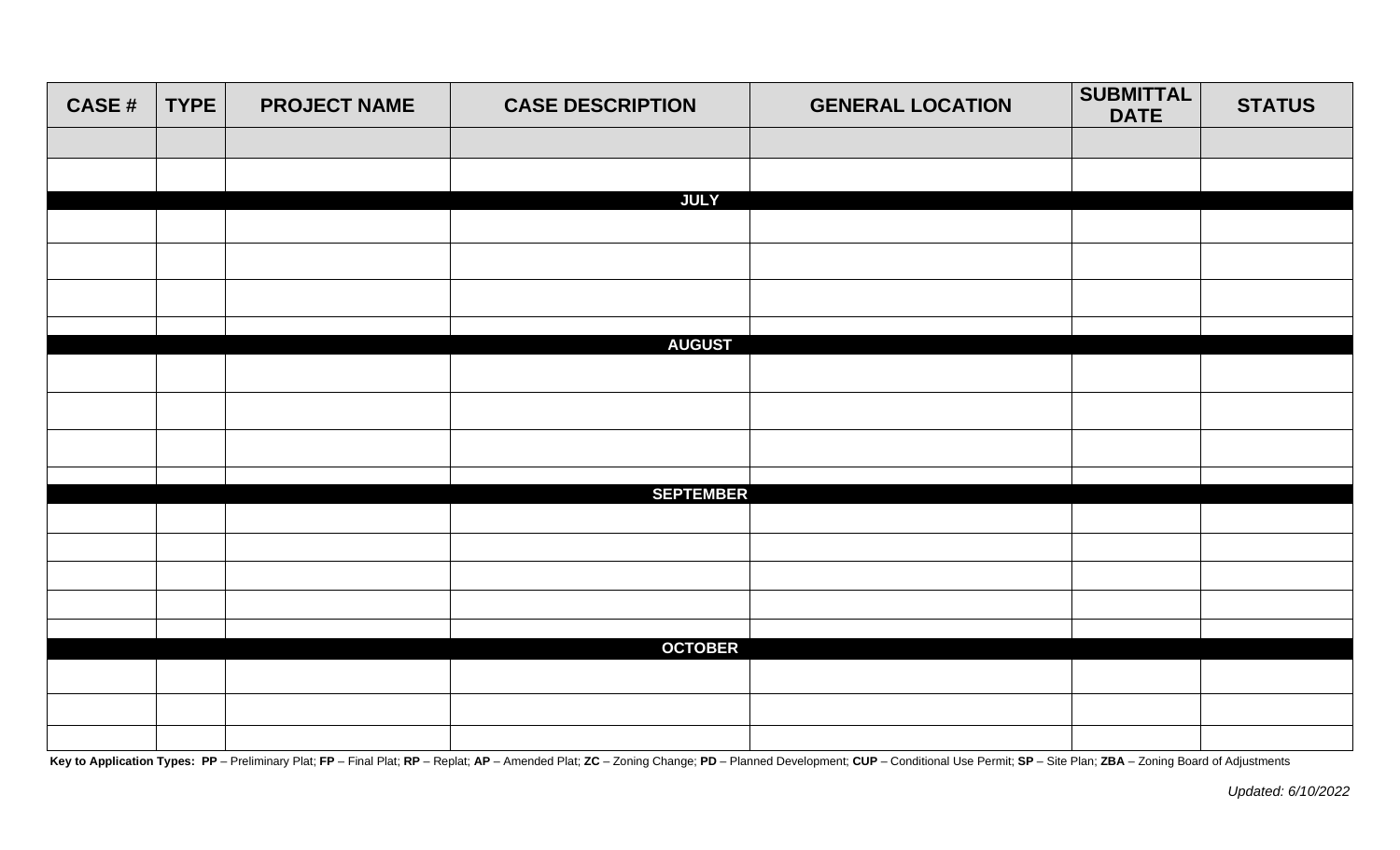| CASE # | TYPE | PROJECT NAME | CASE DESCRIPTION | GENERAL LOCATION | SUBMITTAL DATE | STATUS |
| --- | --- | --- | --- | --- | --- | --- |
| | | | | | | |
| | | | | | | |
| **JULY** | | | | | | |
| | | | | | | |
| | | | | | | |
| | | | | | | |
| | | | | | | |
| **AUGUST** | | | | | | |
| | | | | | | |
| | | | | | | |
| | | | | | | |
| | | | | | | |
| **SEPTEMBER** | | | | | | |
| | | | | | | |
| | | | | | | |
| | | | | | | |
| | | | | | | |
| | | | | | | |
| **OCTOBER** | | | | | | |
| | | | | | | |
| | | | | | | |
| | | | | | | |

**Key to Application Types: PP** – Preliminary Plat; **FP** – Final Plat; **RP** – Replat; **AP** – Amended Plat; **ZC** – Zoning Change; **PD** – Planned Development; **CUP** – Conditional Use Permit; **SP** – Site Plan; **ZBA** – Zoning Board of Adjustments

*Updated: 6/10/2022*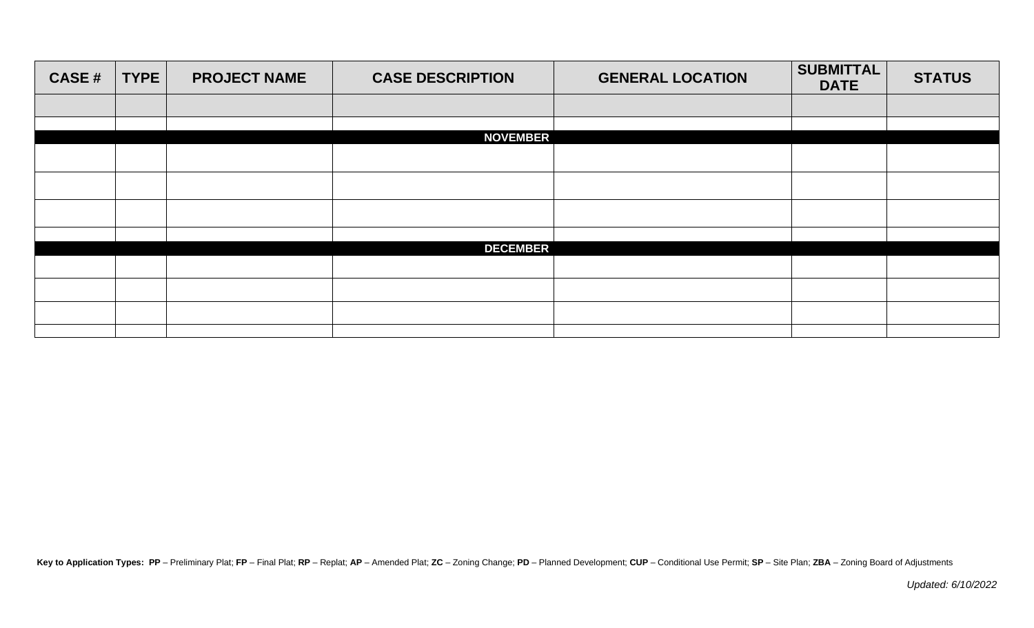| CASE # | TYPE | PROJECT NAME | CASE DESCRIPTION | GENERAL LOCATION | SUBMITTAL DATE | STATUS |
|---|---|---|---|---|---|---|
| | | | | | | |
| | | | | | | |
| | | | NOVEMBER | | | |
| | | | | | | |
| | | | | | | |
| | | | | | | |
| | | | | | | |
| | | | DECEMBER | | | |
| | | | | | | |
| | | | | | | |
| | | | | | | |
| | | | | | | |

**Key to Application Types: PP** – Preliminary Plat; **FP** – Final Plat; **RP** – Replat; **AP** – Amended Plat; **ZC** – Zoning Change; **PD** – Planned Development; **CUP** – Conditional Use Permit; **SP** – Site Plan; **ZBA** – Zoning Board of Adjustments

*Updated: 6/10/2022*